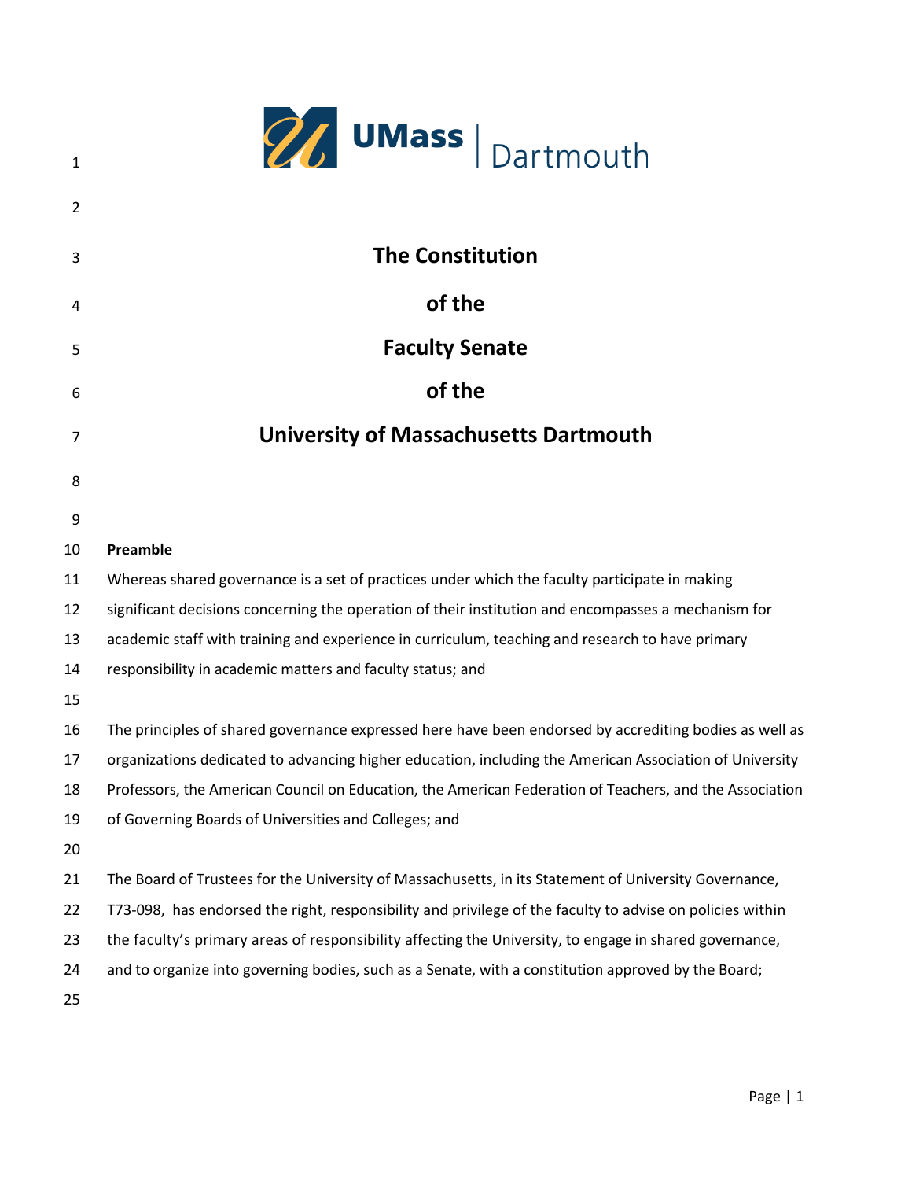UMass | Dartmouth

# The Constitution of the Faculty Senate of the University of Massachusetts Dartmouth

**Preamble**

Whereas shared governance is a set of practices under which the faculty participate in making significant decisions concerning the operation of their institution and encompasses a mechanism for academic staff with training and experience in curriculum, teaching and research to have primary responsibility in academic matters and faculty status; and

The principles of shared governance expressed here have been endorsed by accrediting bodies as well as organizations dedicated to advancing higher education, including the American Association of University Professors, the American Council on Education, the American Federation of Teachers, and the Association of Governing Boards of Universities and Colleges; and

The Board of Trustees for the University of Massachusetts, in its Statement of University Governance, T73-098, has endorsed the right, responsibility and privilege of the faculty to advise on policies within the faculty's primary areas of responsibility affecting the University, to engage in shared governance, and to organize into governing bodies, such as a Senate, with a constitution approved by the Board;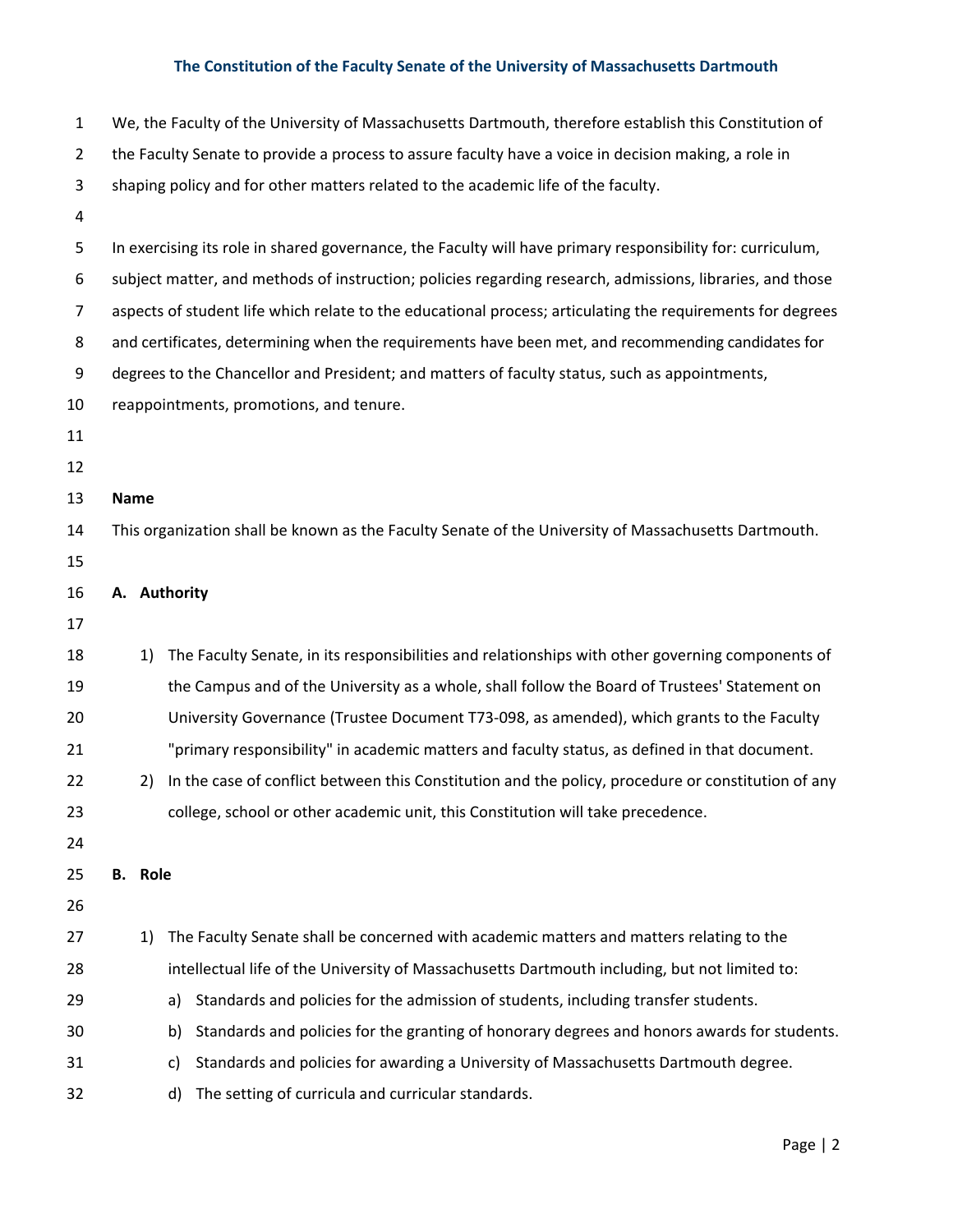The Constitution of the Faculty Senate of the University of Massachusetts Dartmouth

We, the Faculty of the University of Massachusetts Dartmouth, therefore establish this Constitution of the Faculty Senate to provide a process to assure faculty have a voice in decision making, a role in shaping policy and for other matters related to the academic life of the faculty.

In exercising its role in shared governance, the Faculty will have primary responsibility for: curriculum, subject matter, and methods of instruction; policies regarding research, admissions, libraries, and those aspects of student life which relate to the educational process; articulating the requirements for degrees and certificates, determining when the requirements have been met, and recommending candidates for degrees to the Chancellor and President; and matters of faculty status, such as appointments, reappointments, promotions, and tenure.

**Name**

This organization shall be known as the Faculty Senate of the University of Massachusetts Dartmouth.

## A. Authority

1) The Faculty Senate, in its responsibilities and relationships with other governing components of the Campus and of the University as a whole, shall follow the Board of Trustees' Statement on University Governance (Trustee Document T73-098, as amended), which grants to the Faculty "primary responsibility" in academic matters and faculty status, as defined in that document.
2) In the case of conflict between this Constitution and the policy, procedure or constitution of any college, school or other academic unit, this Constitution will take precedence.

## B. Role

1) The Faculty Senate shall be concerned with academic matters and matters relating to the intellectual life of the University of Massachusetts Dartmouth including, but not limited to:
   a) Standards and policies for the admission of students, including transfer students.
   b) Standards and policies for the granting of honorary degrees and honors awards for students.
   c) Standards and policies for awarding a University of Massachusetts Dartmouth degree.
   d) The setting of curricula and curricular standards.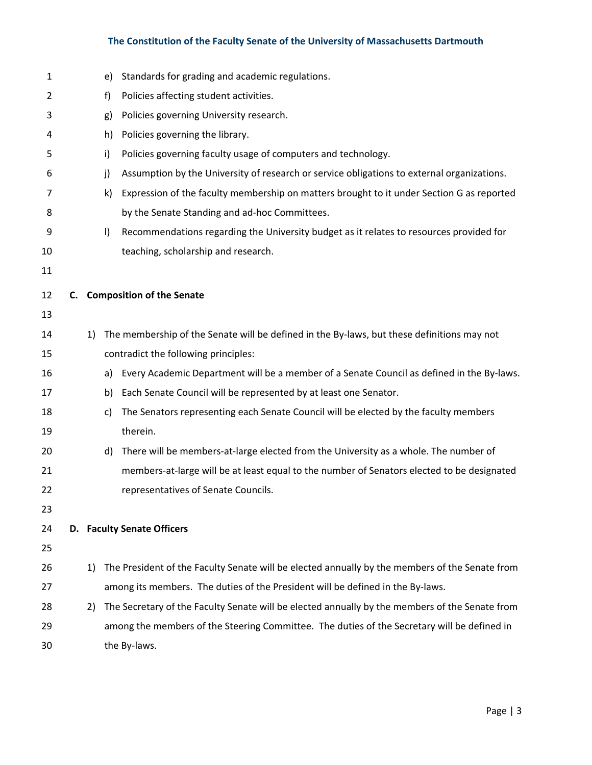e) Standards for grading and academic regulations.
f) Policies affecting student activities.
g) Policies governing University research.
h) Policies governing the library.
i) Policies governing faculty usage of computers and technology.
j) Assumption by the University of research or service obligations to external organizations.
k) Expression of the faculty membership on matters brought to it under Section G as reported by the Senate Standing and ad-hoc Committees.
l) Recommendations regarding the University budget as it relates to resources provided for teaching, scholarship and research.

## C. Composition of the Senate

1) The membership of the Senate will be defined in the By-laws, but these definitions may not contradict the following principles:
   a) Every Academic Department will be a member of a Senate Council as defined in the By-laws.
   b) Each Senate Council will be represented by at least one Senator.
   c) The Senators representing each Senate Council will be elected by the faculty members therein.
   d) There will be members-at-large elected from the University as a whole. The number of members-at-large will be at least equal to the number of Senators elected to be designated representatives of Senate Councils.

## D. Faculty Senate Officers

1) The President of the Faculty Senate will be elected annually by the members of the Senate from among its members. The duties of the President will be defined in the By-laws.
2) The Secretary of the Faculty Senate will be elected annually by the members of the Senate from among the members of the Steering Committee. The duties of the Secretary will be defined in the By-laws.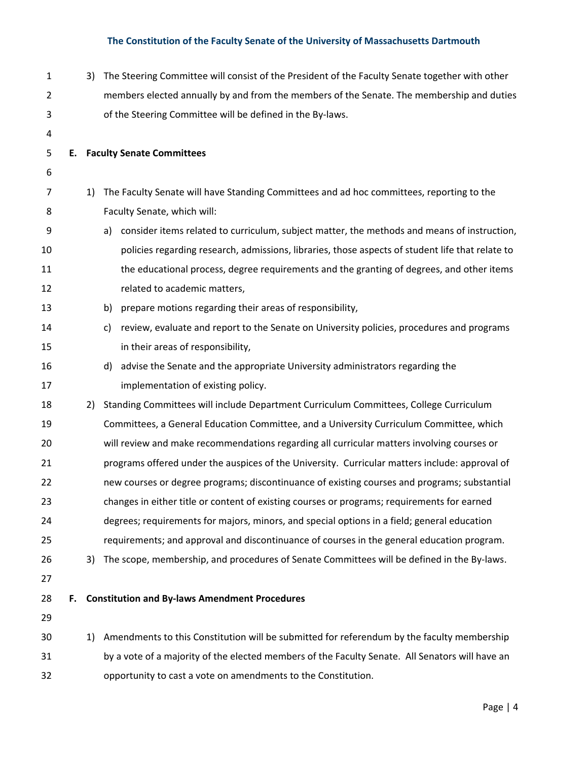3) The Steering Committee will consist of the President of the Faculty Senate together with other members elected annually by and from the members of the Senate. The membership and duties of the Steering Committee will be defined in the By-laws.

## E. Faculty Senate Committees

1) The Faculty Senate will have Standing Committees and ad hoc committees, reporting to the Faculty Senate, which will:
   a) consider items related to curriculum, subject matter, the methods and means of instruction, policies regarding research, admissions, libraries, those aspects of student life that relate to the educational process, degree requirements and the granting of degrees, and other items related to academic matters,
   b) prepare motions regarding their areas of responsibility,
   c) review, evaluate and report to the Senate on University policies, procedures and programs in their areas of responsibility,
   d) advise the Senate and the appropriate University administrators regarding the implementation of existing policy.
2) Standing Committees will include Department Curriculum Committees, College Curriculum Committees, a General Education Committee, and a University Curriculum Committee, which will review and make recommendations regarding all curricular matters involving courses or programs offered under the auspices of the University. Curricular matters include: approval of new courses or degree programs; discontinuance of existing courses and programs; substantial changes in either title or content of existing courses or programs; requirements for earned degrees; requirements for majors, minors, and special options in a field; general education requirements; and approval and discontinuance of courses in the general education program.
3) The scope, membership, and procedures of Senate Committees will be defined in the By-laws.

## F. Constitution and By-laws Amendment Procedures

1) Amendments to this Constitution will be submitted for referendum by the faculty membership by a vote of a majority of the elected members of the Faculty Senate. All Senators will have an opportunity to cast a vote on amendments to the Constitution.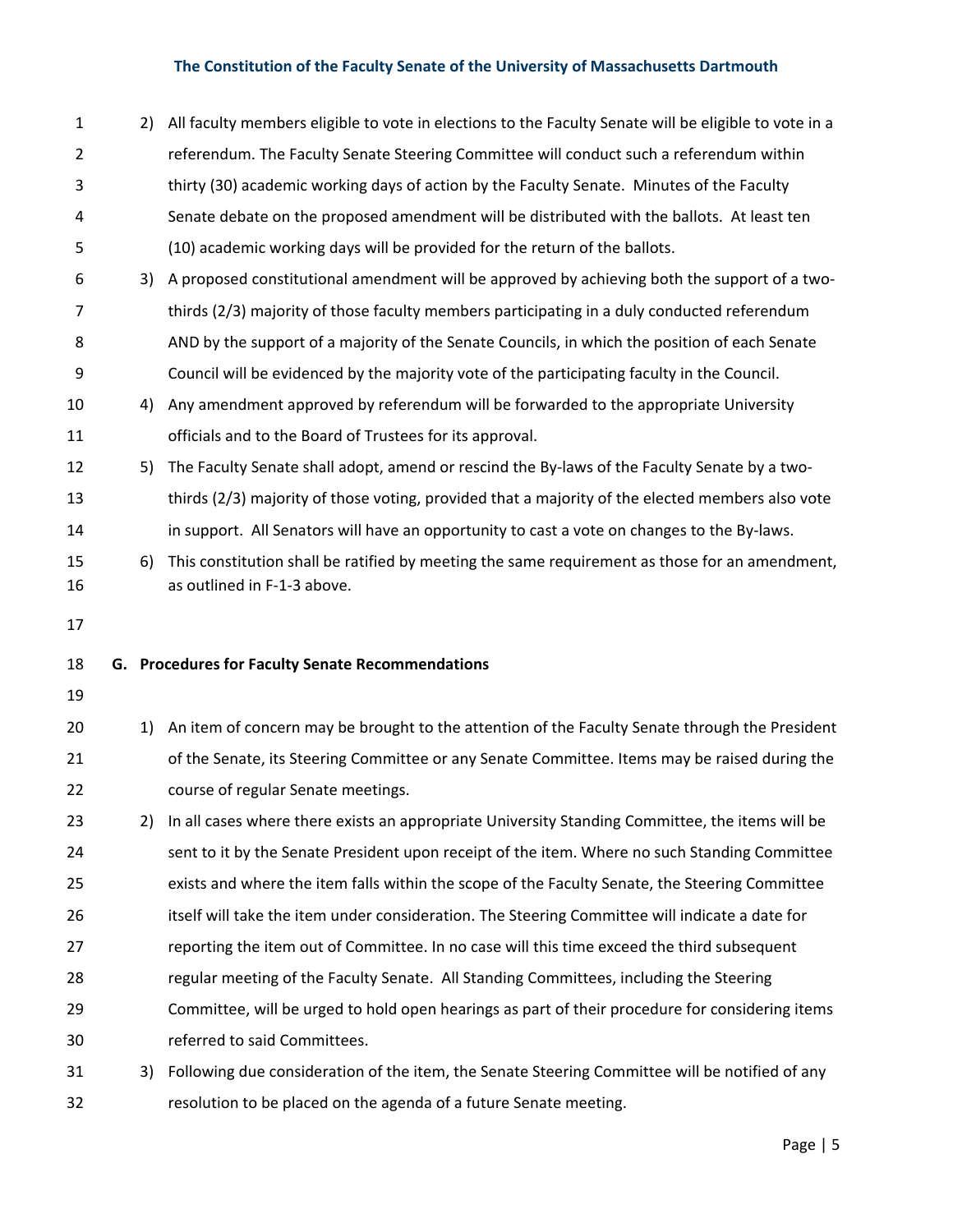2) All faculty members eligible to vote in elections to the Faculty Senate will be eligible to vote in a referendum. The Faculty Senate Steering Committee will conduct such a referendum within thirty (30) academic working days of action by the Faculty Senate. Minutes of the Faculty Senate debate on the proposed amendment will be distributed with the ballots. At least ten (10) academic working days will be provided for the return of the ballots.

3) A proposed constitutional amendment will be approved by achieving both the support of a two-thirds (2/3) majority of those faculty members participating in a duly conducted referendum AND by the support of a majority of the Senate Councils, in which the position of each Senate Council will be evidenced by the majority vote of the participating faculty in the Council.

4) Any amendment approved by referendum will be forwarded to the appropriate University officials and to the Board of Trustees for its approval.

5) The Faculty Senate shall adopt, amend or rescind the By-laws of the Faculty Senate by a two-thirds (2/3) majority of those voting, provided that a majority of the elected members also vote in support. All Senators will have an opportunity to cast a vote on changes to the By-laws.

6) This constitution shall be ratified by meeting the same requirement as those for an amendment, as outlined in F-1-3 above.

## G. Procedures for Faculty Senate Recommendations

1) An item of concern may be brought to the attention of the Faculty Senate through the President of the Senate, its Steering Committee or any Senate Committee. Items may be raised during the course of regular Senate meetings.

2) In all cases where there exists an appropriate University Standing Committee, the items will be sent to it by the Senate President upon receipt of the item. Where no such Standing Committee exists and where the item falls within the scope of the Faculty Senate, the Steering Committee itself will take the item under consideration. The Steering Committee will indicate a date for reporting the item out of Committee. In no case will this time exceed the third subsequent regular meeting of the Faculty Senate. All Standing Committees, including the Steering Committee, will be urged to hold open hearings as part of their procedure for considering items referred to said Committees.

3) Following due consideration of the item, the Senate Steering Committee will be notified of any resolution to be placed on the agenda of a future Senate meeting.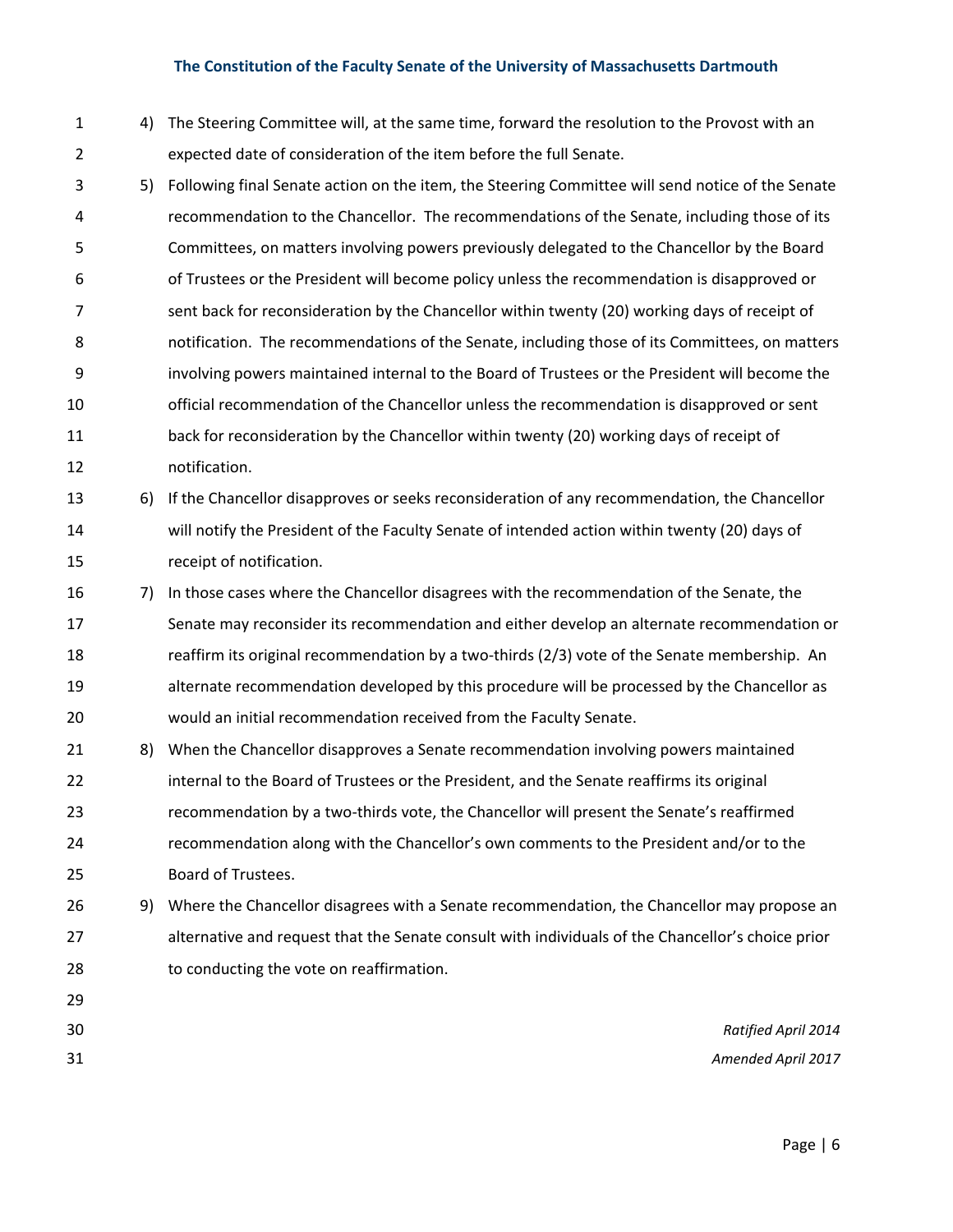4) The Steering Committee will, at the same time, forward the resolution to the Provost with an expected date of consideration of the item before the full Senate.
5) Following final Senate action on the item, the Steering Committee will send notice of the Senate recommendation to the Chancellor. The recommendations of the Senate, including those of its Committees, on matters involving powers previously delegated to the Chancellor by the Board of Trustees or the President will become policy unless the recommendation is disapproved or sent back for reconsideration by the Chancellor within twenty (20) working days of receipt of notification. The recommendations of the Senate, including those of its Committees, on matters involving powers maintained internal to the Board of Trustees or the President will become the official recommendation of the Chancellor unless the recommendation is disapproved or sent back for reconsideration by the Chancellor within twenty (20) working days of receipt of notification.
6) If the Chancellor disapproves or seeks reconsideration of any recommendation, the Chancellor will notify the President of the Faculty Senate of intended action within twenty (20) days of receipt of notification.
7) In those cases where the Chancellor disagrees with the recommendation of the Senate, the Senate may reconsider its recommendation and either develop an alternate recommendation or reaffirm its original recommendation by a two-thirds (2/3) vote of the Senate membership. An alternate recommendation developed by this procedure will be processed by the Chancellor as would an initial recommendation received from the Faculty Senate.
8) When the Chancellor disapproves a Senate recommendation involving powers maintained internal to the Board of Trustees or the President, and the Senate reaffirms its original recommendation by a two-thirds vote, the Chancellor will present the Senate's reaffirmed recommendation along with the Chancellor's own comments to the President and/or to the Board of Trustees.
9) Where the Chancellor disagrees with a Senate recommendation, the Chancellor may propose an alternative and request that the Senate consult with individuals of the Chancellor's choice prior to conducting the vote on reaffirmation.

*Ratified April 2014*

*Amended April 2017*